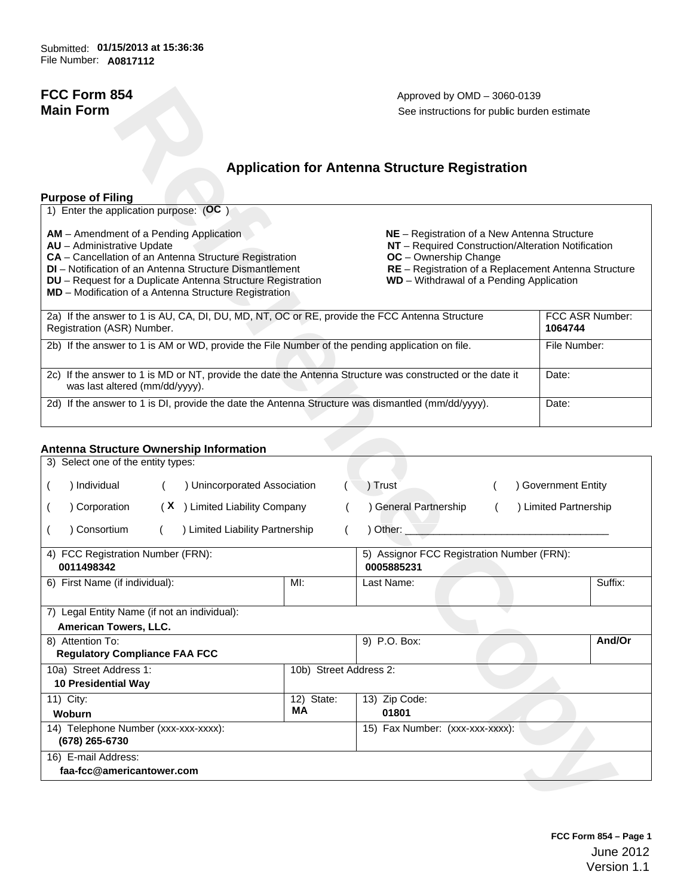Submitted: **01/15/2013 at 15:36:36**
File Number: **A0817112**

**FCC Form 854**
**Main Form**

Approved by OMD – 3060-0139
See instructions for public burden estimate

## Application for Antenna Structure Registration

### Purpose of Filing

1) Enter the application purpose: (**OC** )

**AM** – Amendment of a Pending Application
**AU** – Administrative Update
**CA** – Cancellation of an Antenna Structure Registration
**DI** – Notification of an Antenna Structure Dismantlement
**DU** – Request for a Duplicate Antenna Structure Registration
**MD** – Modification of a Antenna Structure Registration
**NE** – Registration of a New Antenna Structure
**NT** – Required Construction/Alteration Notification
**OC** – Ownership Change
**RE** – Registration of a Replacement Antenna Structure
**WD** – Withdrawal of a Pending Application

| | |
|---|---|
| 2a) If the answer to 1 is AU, CA, DI, DU, MD, NT, OC or RE, provide the FCC Antenna Structure Registration (ASR) Number. | FCC ASR Number: **1064744** |
| 2b) If the answer to 1 is AM or WD, provide the File Number of the pending application on file. | File Number: |
| 2c) If the answer to 1 is MD or NT, provide the date the Antenna Structure was constructed or the date it was last altered (mm/dd/yyyy). | Date: |
| 2d) If the answer to 1 is DI, provide the date the Antenna Structure was dismantled (mm/dd/yyyy). | Date: |

### Antenna Structure Ownership Information

3) Select one of the entity types:

( ) Individual ( ) Unincorporated Association ( ) Trust ( ) Government Entity

( ) Corporation ( **X** ) Limited Liability Company ( ) General Partnership ( ) Limited Partnership

( ) Consortium ( ) Limited Liability Partnership ( ) Other: ___________________________

| | | | |
|---|---|---|---|
| 4) FCC Registration Number (FRN): **0011498342** | | 5) Assignor FCC Registration Number (FRN): **0005885231** | |
| 6) First Name (if individual): | MI: | Last Name: | Suffix: |
| 7) Legal Entity Name (if not an individual): **American Towers, LLC.** | | | |
| 8) Attention To: **Regulatory Compliance FAA FCC** | | 9) P.O. Box: | **And/Or** |
| 10a) Street Address 1: **10 Presidential Way** | 10b) Street Address 2: | | |
| 11) City: **Woburn** | 12) State: **MA** | 13) Zip Code: **01801** | |
| 14) Telephone Number (xxx-xxx-xxxx): **(678) 265-6730** | | 15) Fax Number: (xxx-xxx-xxxx): | |
| 16) E-mail Address: **faa-fcc@americantower.com** | | | |

**FCC Form 854 – Page 1**
June 2012
Version 1.1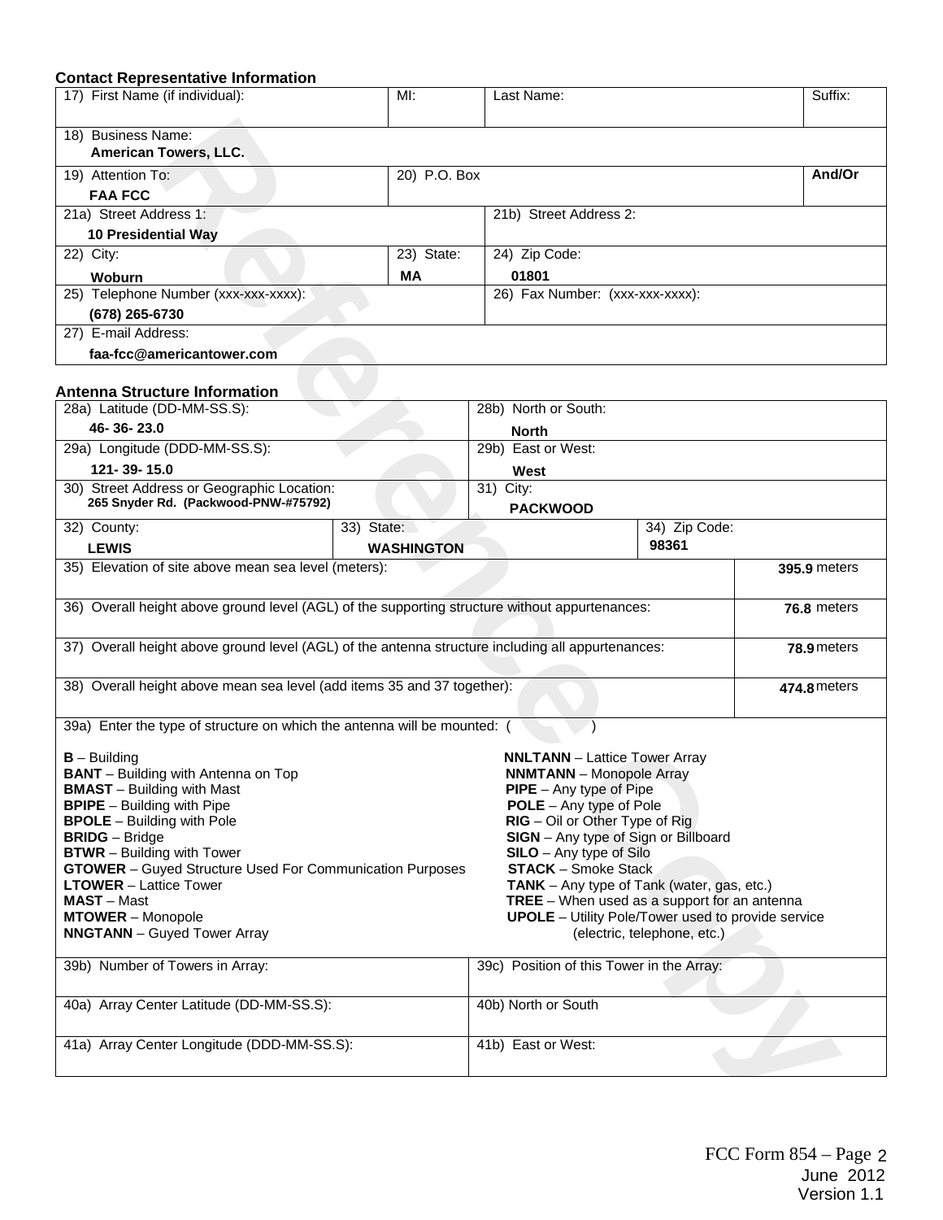### Contact Representative Information

| 17) First Name (if individual): | MI: | Last Name: | Suffix: |
|---|---|---|---|
| 18) Business Name: **American Towers, LLC.** | | | |
| 19) Attention To: **FAA FCC** | 20) P.O. Box | | **And/Or** |
| 21a) Street Address 1: **10 Presidential Way** | | 21b) Street Address 2: | |
| 22) City: **Woburn** | 23) State: **MA** | 24) Zip Code: **01801** | |
| 25) Telephone Number (xxx-xxx-xxxx): **(678) 265-6730** | | 26) Fax Number: (xxx-xxx-xxxx): | |
| 27) E-mail Address: **faa-fcc@americantower.com** | | | |

### Antenna Structure Information

| 28a) Latitude (DD-MM-SS.S): **46- 36- 23.0** | | 28b) North or South: **North** | |
|---|---|---|---|
| 29a) Longitude (DDD-MM-SS.S): **121- 39- 15.0** | | 29b) East or West: **West** | |
| 30) Street Address or Geographic Location: **265 Snyder Rd. (Packwood-PNW-#75792)** | | 31) City: **PACKWOOD** | |
| 32) County: **LEWIS** | 33) State: **WASHINGTON** | | 34) Zip Code: **98361** |

| Item | Value |
|---|---|
| 35) Elevation of site above mean sea level (meters): | **395.9** meters |
| 36) Overall height above ground level (AGL) of the supporting structure without appurtenances: | **76.8** meters |
| 37) Overall height above ground level (AGL) of the antenna structure including all appurtenances: | **78.9** meters |
| 38) Overall height above mean sea level (add items 35 and 37 together): | **474.8** meters |

39a) Enter the type of structure on which the antenna will be mounted: (                )

- **B** – Building
- **BANT** – Building with Antenna on Top
- **BMAST** – Building with Mast
- **BPIPE** – Building with Pipe
- **BPOLE** – Building with Pole
- **BRIDG** – Bridge
- **BTWR** – Building with Tower
- **GTOWER** – Guyed Structure Used For Communication Purposes
- **LTOWER** – Lattice Tower
- **MAST** – Mast
- **MTOWER** – Monopole
- **NNGTANN** – Guyed Tower Array
- **NNLTANN** – Lattice Tower Array
- **NNMTANN** – Monopole Array
- **PIPE** – Any type of Pipe
- **POLE** – Any type of Pole
- **RIG** – Oil or Other Type of Rig
- **SIGN** – Any type of Sign or Billboard
- **SILO** – Any type of Silo
- **STACK** – Smoke Stack
- **TANK** – Any type of Tank (water, gas, etc.)
- **TREE** – When used as a support for an antenna
- **UPOLE** – Utility Pole/Tower used to provide service (electric, telephone, etc.)

| 39b) Number of Towers in Array: | 39c) Position of this Tower in the Array: |
|---|---|
| 40a) Array Center Latitude (DD-MM-SS.S): | 40b) North or South |
| 41a) Array Center Longitude (DDD-MM-SS.S): | 41b) East or West: |

FCC Form 854 – Page 2
June 2012
Version 1.1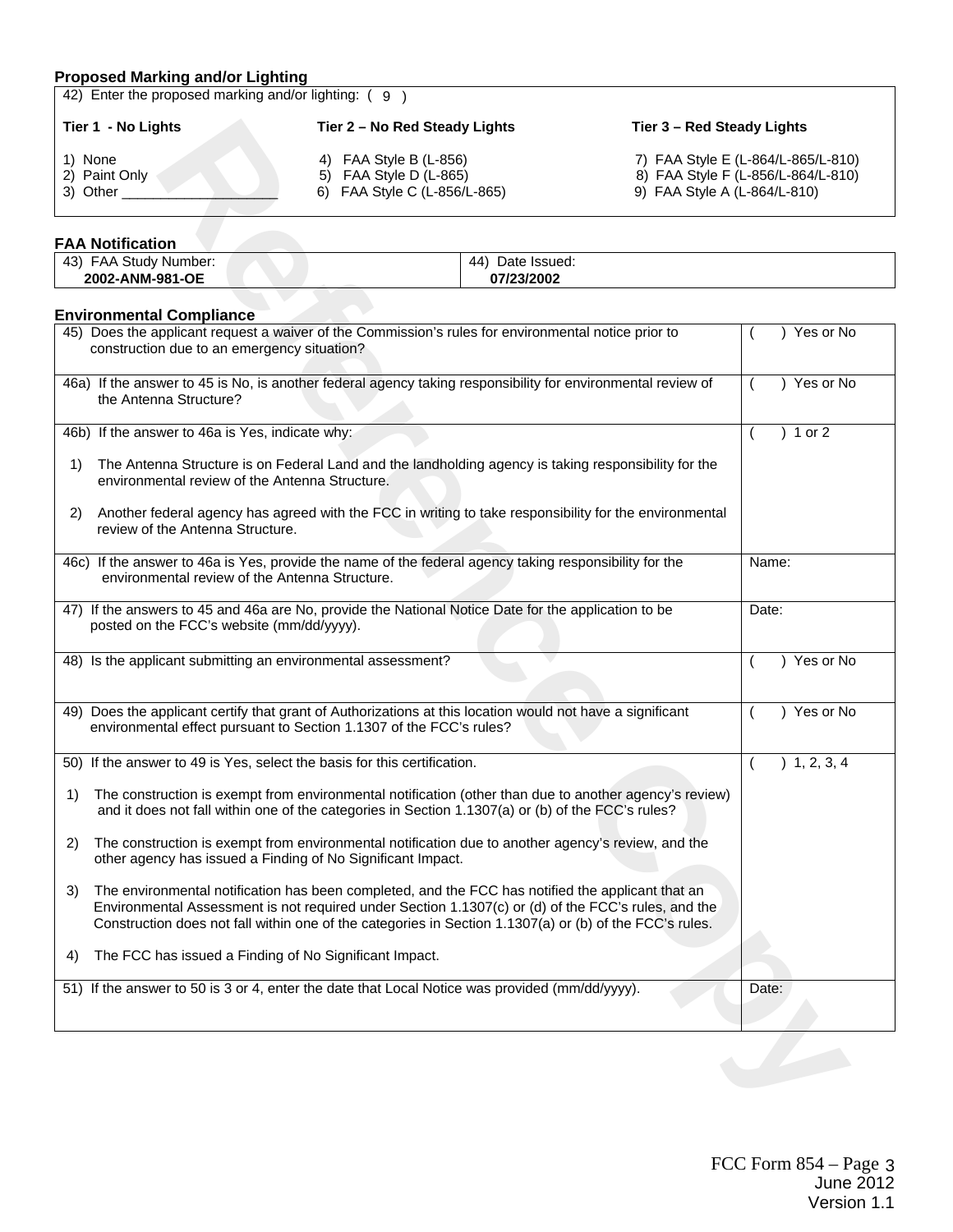### Proposed Marking and/or Lighting

42) Enter the proposed marking and/or lighting: ( 9 )

| Tier 1 - No Lights | Tier 2 – No Red Steady Lights | Tier 3 – Red Steady Lights |
|---|---|---|
| 1) None | 4) FAA Style B (L-856) | 7) FAA Style E (L-864/L-865/L-810) |
| 2) Paint Only | 5) FAA Style D (L-865) | 8) FAA Style F (L-856/L-864/L-810) |
| 3) Other ____________________ | 6) FAA Style C (L-856/L-865) | 9) FAA Style A (L-864/L-810) |

### FAA Notification

| 43) FAA Study Number: | 44) Date Issued: |
|---|---|
| **2002-ANM-981-OE** | **07/23/2002** |

### Environmental Compliance

| | |
|---|---|
| 45) Does the applicant request a waiver of the Commission's rules for environmental notice prior to construction due to an emergency situation? | ( ) Yes or No |
| 46a) If the answer to 45 is No, is another federal agency taking responsibility for environmental review of the Antenna Structure? | ( ) Yes or No |
| 46b) If the answer to 46a is Yes, indicate why:<br><br>1) The Antenna Structure is on Federal Land and the landholding agency is taking responsibility for the environmental review of the Antenna Structure.<br><br>2) Another federal agency has agreed with the FCC in writing to take responsibility for the environmental review of the Antenna Structure. | ( ) 1 or 2 |
| 46c) If the answer to 46a is Yes, provide the name of the federal agency taking responsibility for the environmental review of the Antenna Structure. | Name: |
| 47) If the answers to 45 and 46a are No, provide the National Notice Date for the application to be posted on the FCC's website (mm/dd/yyyy). | Date: |
| 48) Is the applicant submitting an environmental assessment? | ( ) Yes or No |
| 49) Does the applicant certify that grant of Authorizations at this location would not have a significant environmental effect pursuant to Section 1.1307 of the FCC's rules? | ( ) Yes or No |
| 50) If the answer to 49 is Yes, select the basis for this certification.<br><br>1) The construction is exempt from environmental notification (other than due to another agency's review) and it does not fall within one of the categories in Section 1.1307(a) or (b) of the FCC's rules?<br><br>2) The construction is exempt from environmental notification due to another agency's review, and the other agency has issued a Finding of No Significant Impact.<br><br>3) The environmental notification has been completed, and the FCC has notified the applicant that an Environmental Assessment is not required under Section 1.1307(c) or (d) of the FCC's rules, and the Construction does not fall within one of the categories in Section 1.1307(a) or (b) of the FCC's rules.<br><br>4) The FCC has issued a Finding of No Significant Impact. | ( ) 1, 2, 3, 4 |
| 51) If the answer to 50 is 3 or 4, enter the date that Local Notice was provided (mm/dd/yyyy). | Date: |

FCC Form 854 – Page 3
June 2012
Version 1.1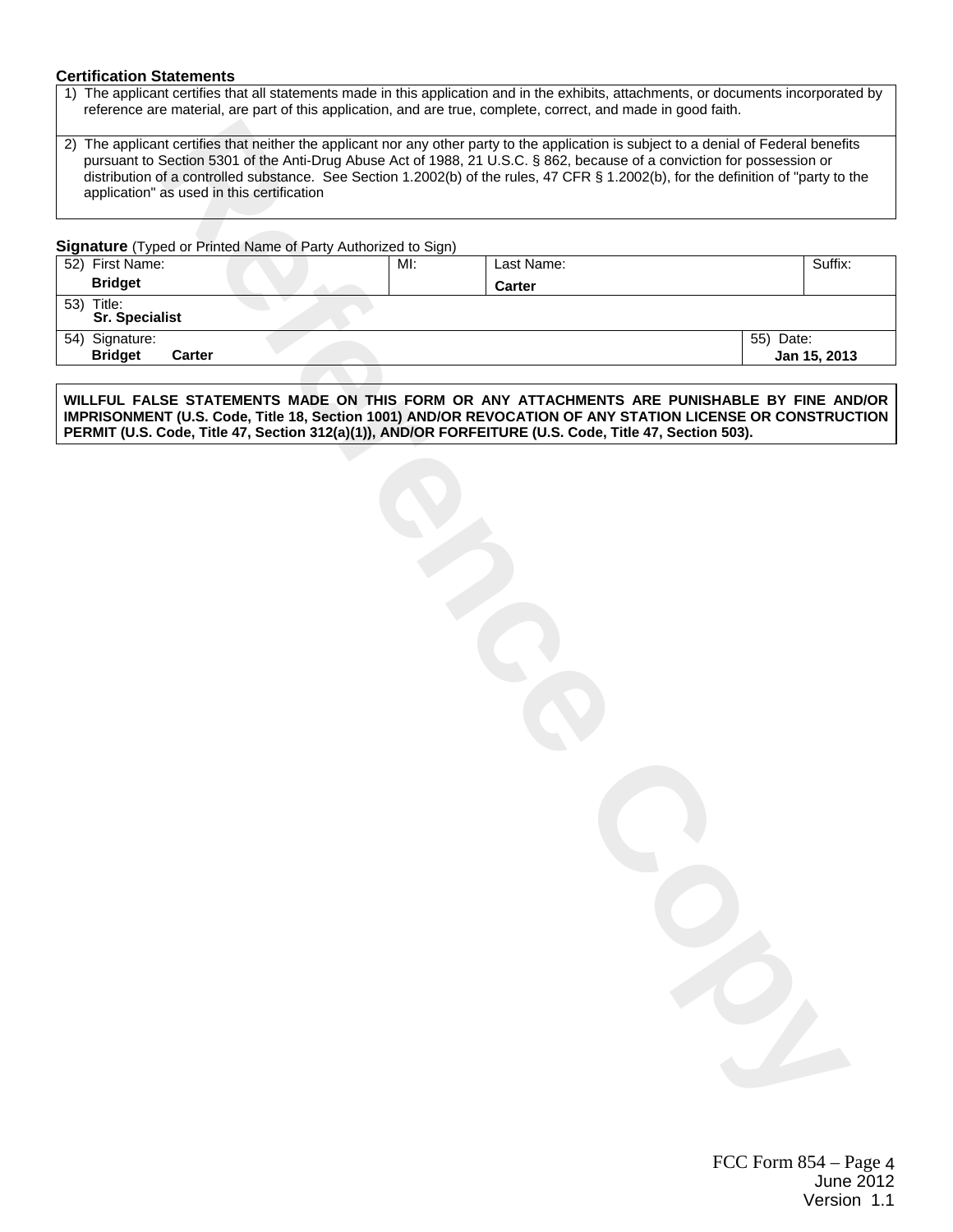**Certification Statements**

| |
|---|
| 1) The applicant certifies that all statements made in this application and in the exhibits, attachments, or documents incorporated by reference are material, are part of this application, and are true, complete, correct, and made in good faith. |
| 2) The applicant certifies that neither the applicant nor any other party to the application is subject to a denial of Federal benefits pursuant to Section 5301 of the Anti-Drug Abuse Act of 1988, 21 U.S.C. § 862, because of a conviction for possession or distribution of a controlled substance. See Section 1.2002(b) of the rules, 47 CFR § 1.2002(b), for the definition of "party to the application" as used in this certification |

**Signature** (Typed or Printed Name of Party Authorized to Sign)

| 52) First Name: | MI: | Last Name: | Suffix: |
|---|---|---|---|
| **Bridget** | | **Carter** | |
| 53) Title: **Sr. Specialist** | | | |
| 54) Signature: **Bridget Carter** | | 55) Date: **Jan 15, 2013** | |

**WILLFUL FALSE STATEMENTS MADE ON THIS FORM OR ANY ATTACHMENTS ARE PUNISHABLE BY FINE AND/OR IMPRISONMENT (U.S. Code, Title 18, Section 1001) AND/OR REVOCATION OF ANY STATION LICENSE OR CONSTRUCTION PERMIT (U.S. Code, Title 47, Section 312(a)(1)), AND/OR FORFEITURE (U.S. Code, Title 47, Section 503).**

Reference Copy

FCC Form 854 – Page 4
June 2012
Version 1.1